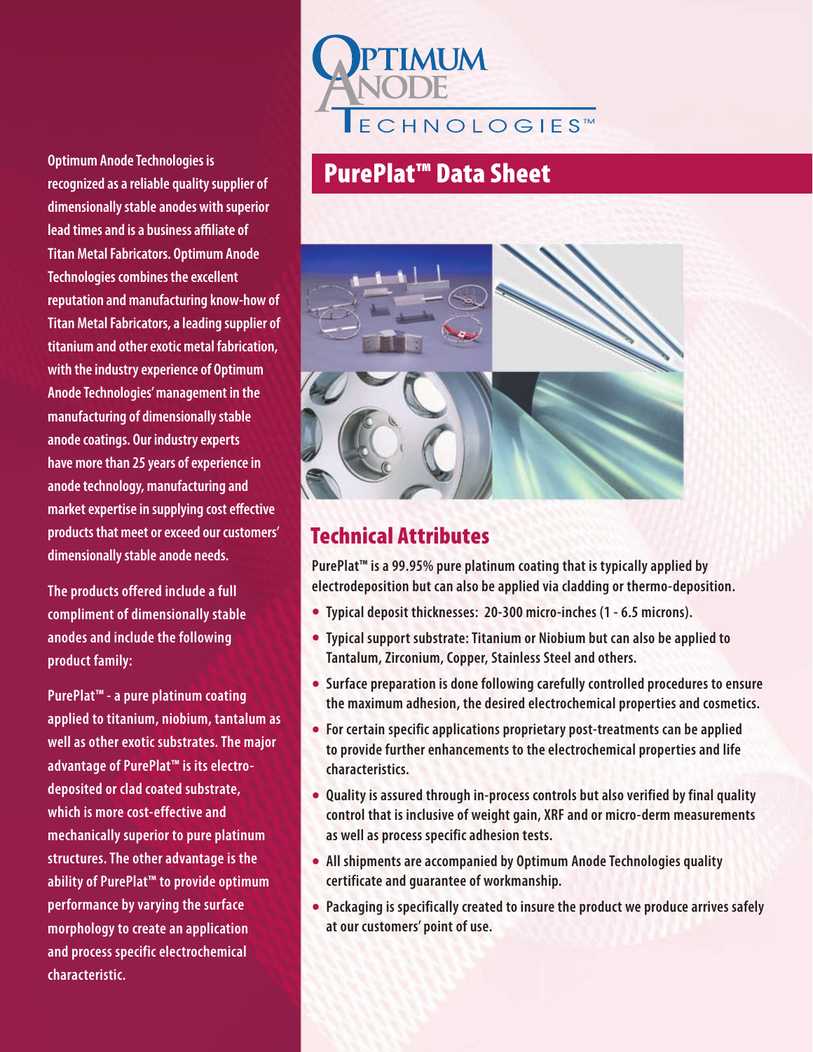# Optimum Anode Technologies™

## PurePlat™ Data Sheet

**Optimum Anode Technologies is recognized as a reliable quality supplier of dimensionally stable anodes with superior lead times and is a business affiliate of Titan Metal Fabricators. Optimum Anode Technologies combines the excellent reputation and manufacturing know-how of Titan Metal Fabricators, a leading supplier of titanium and other exotic metal fabrication, with the industry experience of Optimum Anode Technologies' management in the manufacturing of dimensionally stable anode coatings. Our industry experts have more than 25 years of experience in anode technology, manufacturing and market expertise in supplying cost effective products that meet or exceed our customers' dimensionally stable anode needs.**

**The products offered include a full compliment of dimensionally stable anodes and include the following product family:**

**PurePlat™ - a pure platinum coating applied to titanium, niobium, tantalum as well as other exotic substrates. The major advantage of PurePlat™ is its electro-deposited or clad coated substrate, which is more cost-effective and mechanically superior to pure platinum structures. The other advantage is the ability of PurePlat™ to provide optimum performance by varying the surface morphology to create an application and process specific electrochemical characteristic.**

## Technical Attributes

PurePlat™ is a 99.95% pure platinum coating that is typically applied by electrodeposition but can also be applied via cladding or thermo-deposition.

- Typical deposit thicknesses: 20-300 micro-inches (1 - 6.5 microns).
- Typical support substrate: Titanium or Niobium but can also be applied to Tantalum, Zirconium, Copper, Stainless Steel and others.
- Surface preparation is done following carefully controlled procedures to ensure the maximum adhesion, the desired electrochemical properties and cosmetics.
- For certain specific applications proprietary post-treatments can be applied to provide further enhancements to the electrochemical properties and life characteristics.
- Quality is assured through in-process controls but also verified by final quality control that is inclusive of weight gain, XRF and or micro-derm measurements as well as process specific adhesion tests.
- All shipments are accompanied by Optimum Anode Technologies quality certificate and guarantee of workmanship.
- Packaging is specifically created to insure the product we produce arrives safely at our customers' point of use.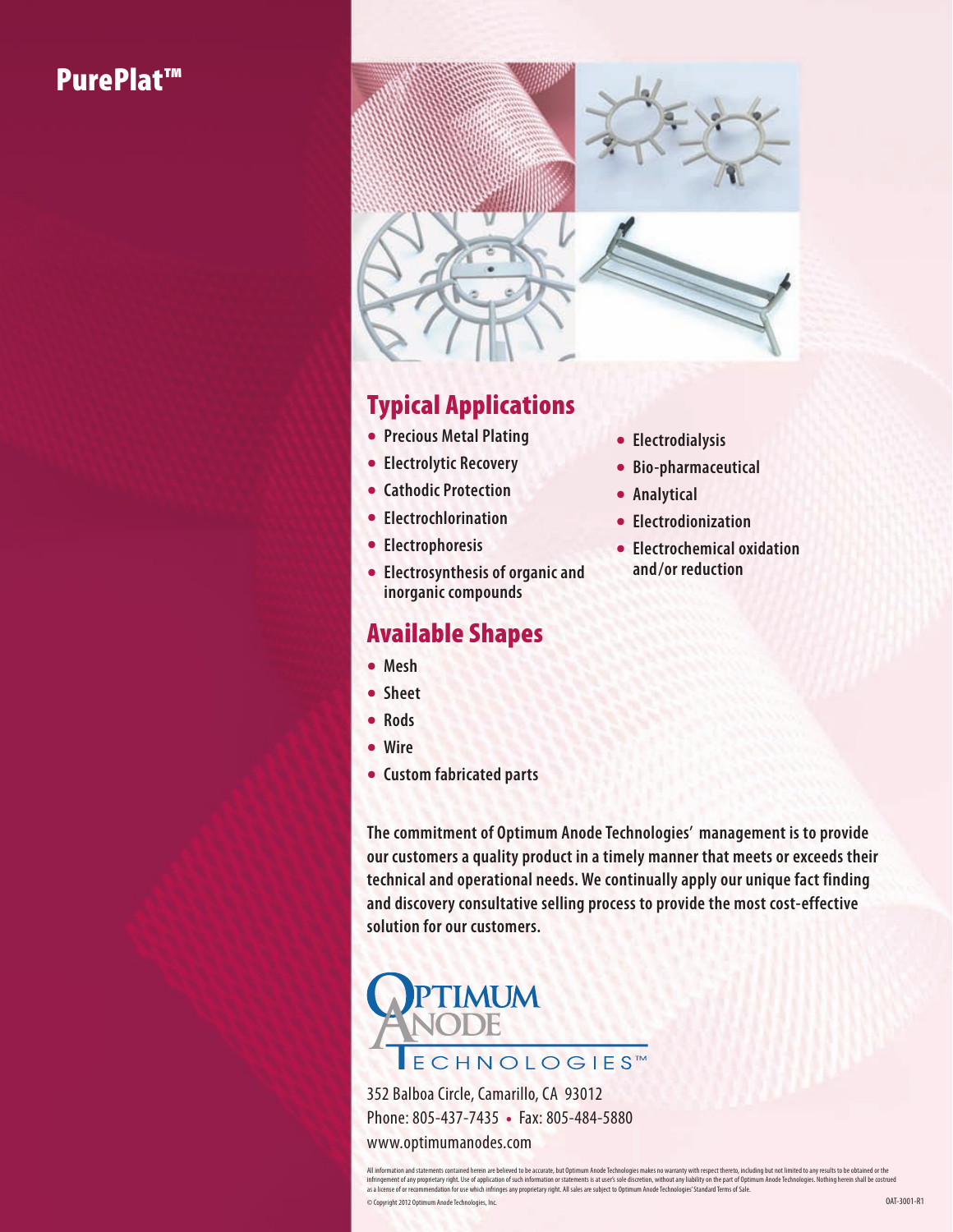# PurePlat™

## Typical Applications

- Precious Metal Plating
- Electrolytic Recovery
- Cathodic Protection
- Electrochlorination
- Electrophoresis
- Electrosynthesis of organic and inorganic compounds
- Electrodialysis
- Bio-pharmaceutical
- Analytical
- Electrodionization
- Electrochemical oxidation and/or reduction

## Available Shapes

- Mesh
- Sheet
- Rods
- Wire
- Custom fabricated parts

**The commitment of Optimum Anode Technologies' management is to provide our customers a quality product in a timely manner that meets or exceeds their technical and operational needs. We continually apply our unique fact finding and discovery consultative selling process to provide the most cost-effective solution for our customers.**

Optimum Anode Technologies™

352 Balboa Circle, Camarillo, CA 93012
Phone: 805-437-7435 • Fax: 805-484-5880
www.optimumanodes.com

All information and statements contained herein are believed to be accurate, but Optimum Anode Technologies makes no warranty with respect thereto, including but not limited to any results to be obtained or the infringement of any proprietary right. Use of application of such information or statements is at user's sole discretion, without any liability on the part of Optimum Anode Technologies. Nothing herein shall be costrued as a license of or recommendation for use which infringes any proprietary right. All sales are subject to Optimum Anode Technologies' Standard Terms of Sale.

© Copyright 2012 Optimum Anode Technologies, Inc.

OAT-3001-R1